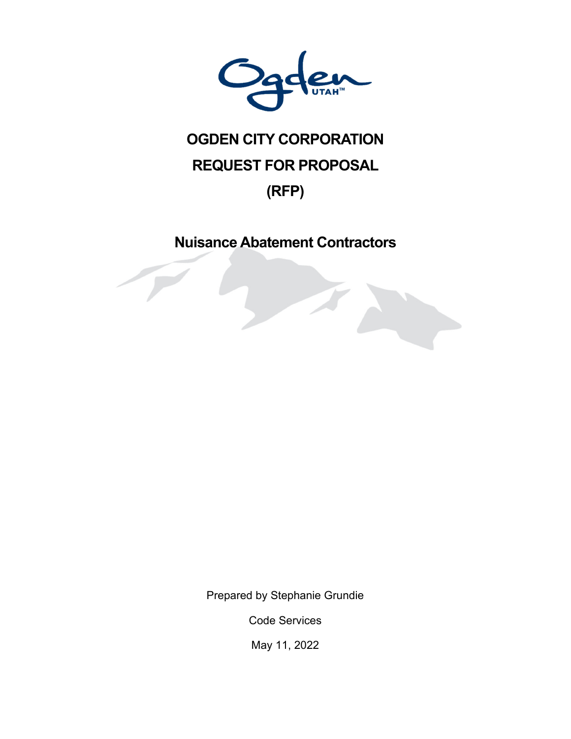# OGDEN CITY CORPORATION

# REQUEST FOR PROPOSAL

# (RFP)

## Nuisance Abatement Contractors

Prepared by Stephanie Grundie

Code Services

May 11, 2022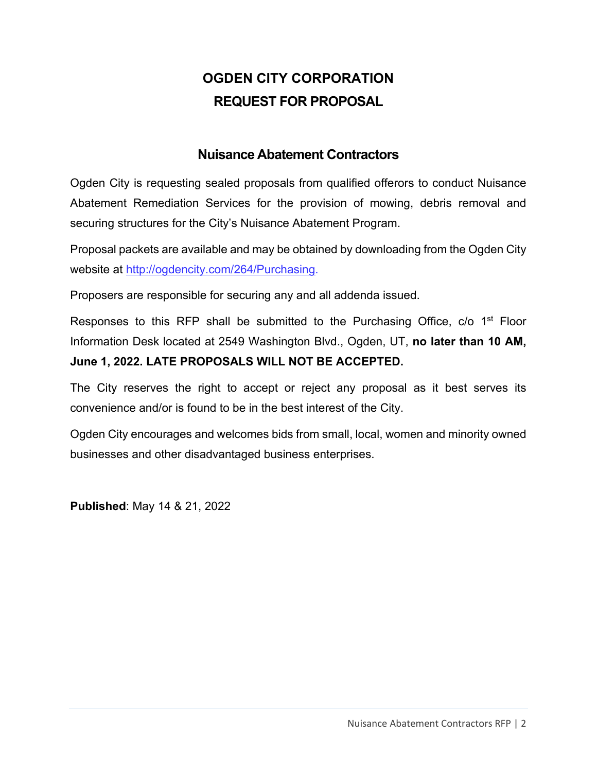# OGDEN CITY CORPORATION
# REQUEST FOR PROPOSAL

## Nuisance Abatement Contractors

Ogden City is requesting sealed proposals from qualified offerors to conduct Nuisance Abatement Remediation Services for the provision of mowing, debris removal and securing structures for the City's Nuisance Abatement Program.

Proposal packets are available and may be obtained by downloading from the Ogden City website at http://ogdencity.com/264/Purchasing.

Proposers are responsible for securing any and all addenda issued.

Responses to this RFP shall be submitted to the Purchasing Office, c/o 1st Floor Information Desk located at 2549 Washington Blvd., Ogden, UT, **no later than 10 AM, June 1, 2022. LATE PROPOSALS WILL NOT BE ACCEPTED.**

The City reserves the right to accept or reject any proposal as it best serves its convenience and/or is found to be in the best interest of the City.

Ogden City encourages and welcomes bids from small, local, women and minority owned businesses and other disadvantaged business enterprises.

**Published**: May 14 & 21, 2022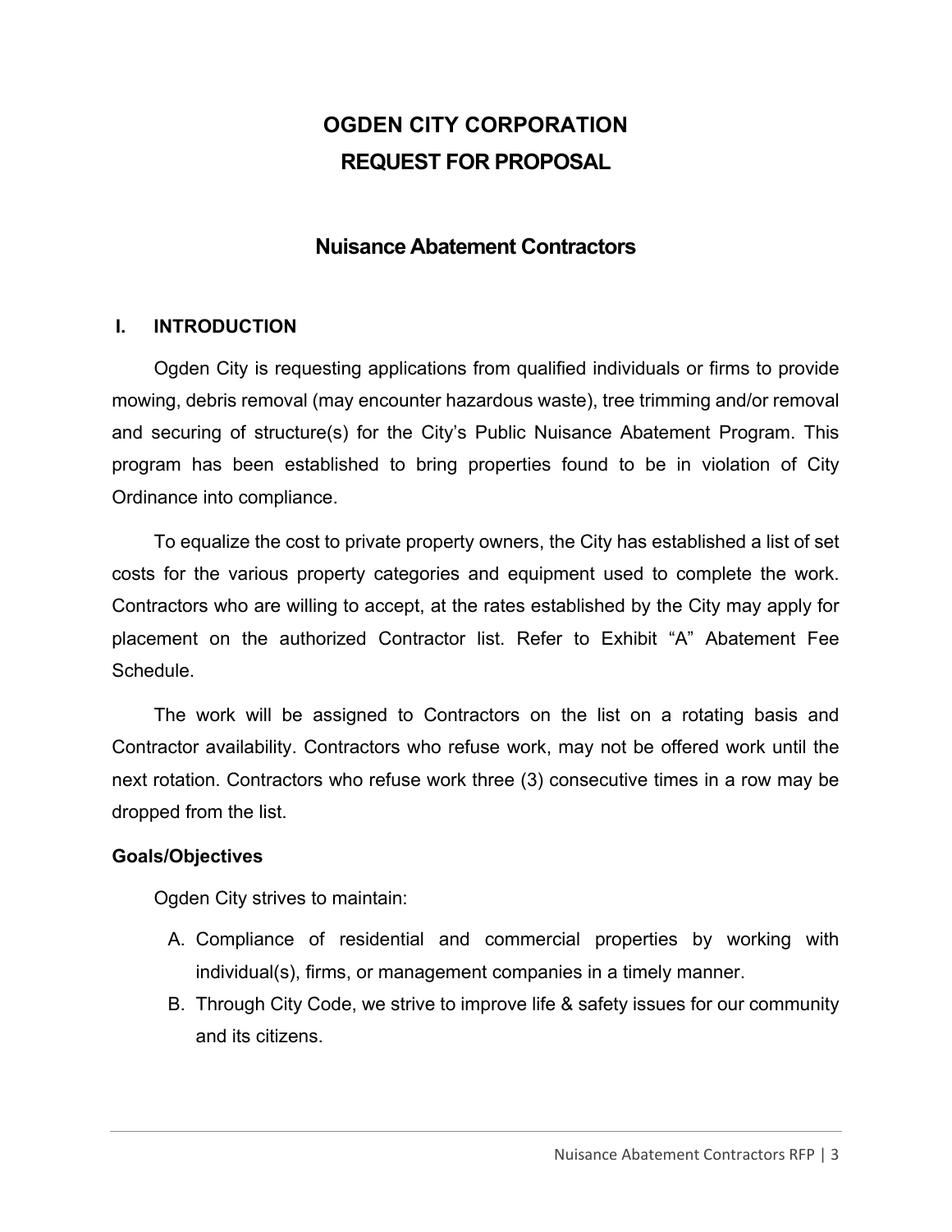# OGDEN CITY CORPORATION
# REQUEST FOR PROPOSAL

## Nuisance Abatement Contractors

### I. INTRODUCTION

Ogden City is requesting applications from qualified individuals or firms to provide mowing, debris removal (may encounter hazardous waste), tree trimming and/or removal and securing of structure(s) for the City's Public Nuisance Abatement Program. This program has been established to bring properties found to be in violation of City Ordinance into compliance.

To equalize the cost to private property owners, the City has established a list of set costs for the various property categories and equipment used to complete the work. Contractors who are willing to accept, at the rates established by the City may apply for placement on the authorized Contractor list. Refer to Exhibit "A" Abatement Fee Schedule.

The work will be assigned to Contractors on the list on a rotating basis and Contractor availability. Contractors who refuse work, may not be offered work until the next rotation. Contractors who refuse work three (3) consecutive times in a row may be dropped from the list.

**Goals/Objectives**

Ogden City strives to maintain:

A. Compliance of residential and commercial properties by working with individual(s), firms, or management companies in a timely manner.
B. Through City Code, we strive to improve life & safety issues for our community and its citizens.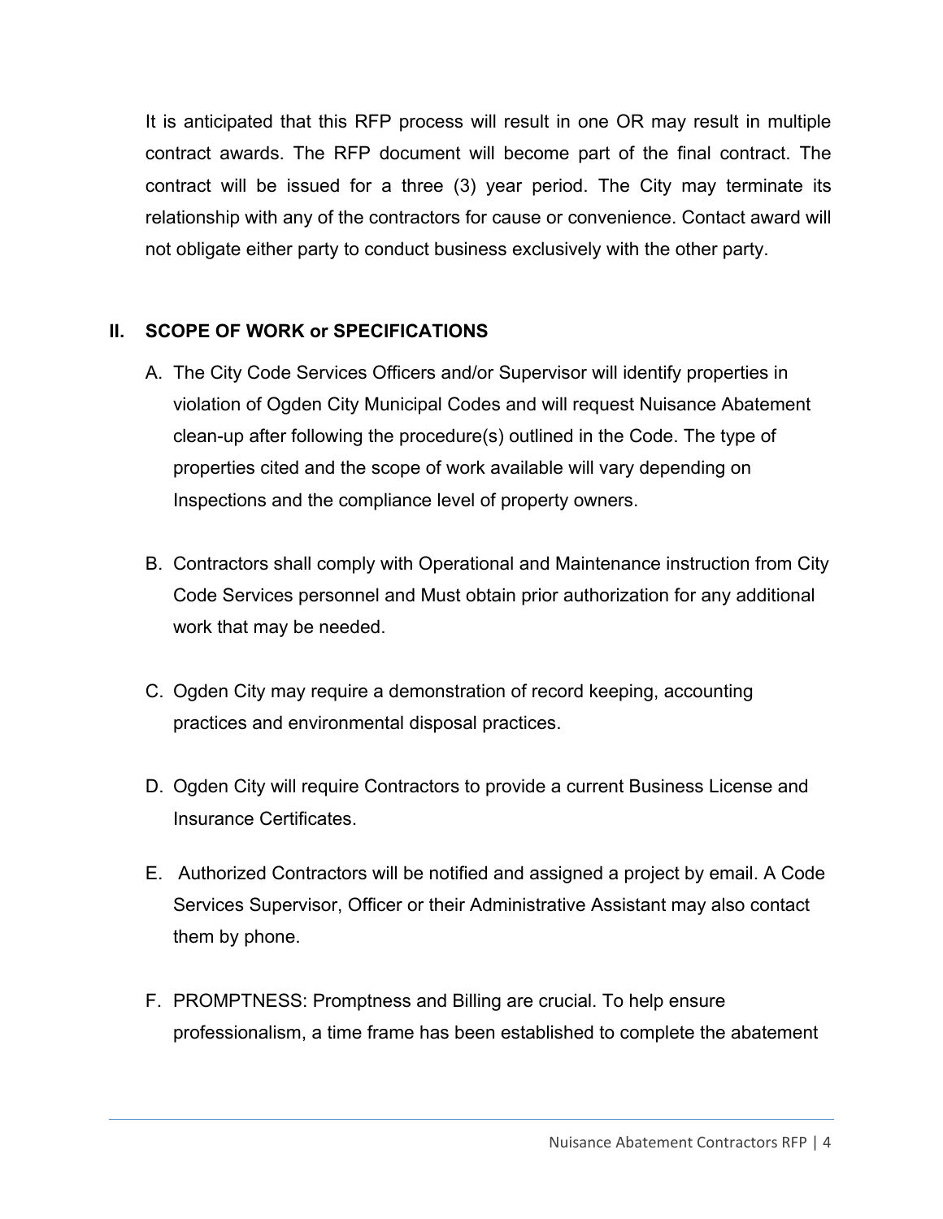It is anticipated that this RFP process will result in one OR may result in multiple contract awards. The RFP document will become part of the final contract. The contract will be issued for a three (3) year period. The City may terminate its relationship with any of the contractors for cause or convenience. Contact award will not obligate either party to conduct business exclusively with the other party.

## II. SCOPE OF WORK or SPECIFICATIONS

A. The City Code Services Officers and/or Supervisor will identify properties in violation of Ogden City Municipal Codes and will request Nuisance Abatement clean-up after following the procedure(s) outlined in the Code. The type of properties cited and the scope of work available will vary depending on Inspections and the compliance level of property owners.

B. Contractors shall comply with Operational and Maintenance instruction from City Code Services personnel and Must obtain prior authorization for any additional work that may be needed.

C. Ogden City may require a demonstration of record keeping, accounting practices and environmental disposal practices.

D. Ogden City will require Contractors to provide a current Business License and Insurance Certificates.

E. Authorized Contractors will be notified and assigned a project by email. A Code Services Supervisor, Officer or their Administrative Assistant may also contact them by phone.

F. PROMPTNESS: Promptness and Billing are crucial. To help ensure professionalism, a time frame has been established to complete the abatement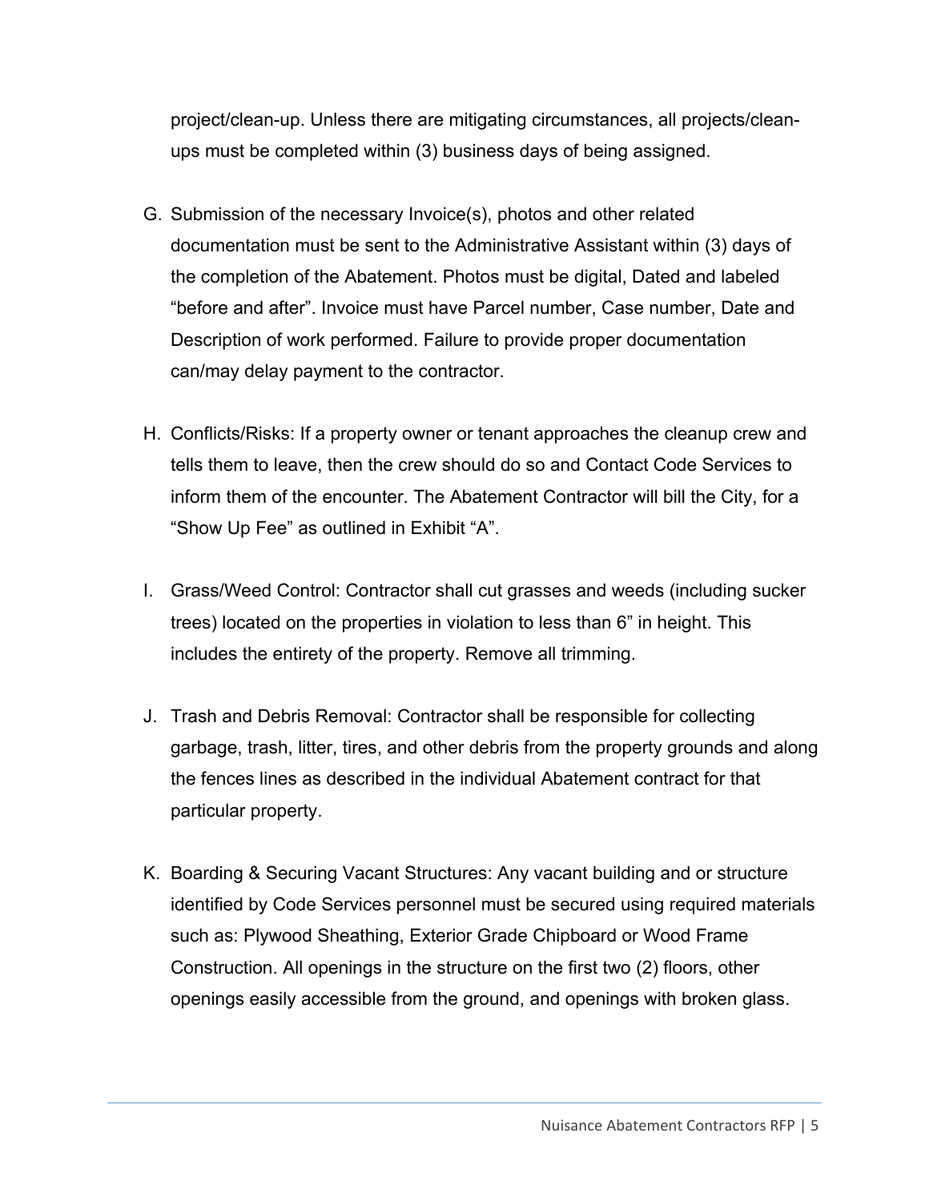project/clean-up. Unless there are mitigating circumstances, all projects/clean-ups must be completed within (3) business days of being assigned.

G. Submission of the necessary Invoice(s), photos and other related documentation must be sent to the Administrative Assistant within (3) days of the completion of the Abatement. Photos must be digital, Dated and labeled "before and after". Invoice must have Parcel number, Case number, Date and Description of work performed. Failure to provide proper documentation can/may delay payment to the contractor.

H. Conflicts/Risks: If a property owner or tenant approaches the cleanup crew and tells them to leave, then the crew should do so and Contact Code Services to inform them of the encounter. The Abatement Contractor will bill the City, for a "Show Up Fee" as outlined in Exhibit "A".

I. Grass/Weed Control: Contractor shall cut grasses and weeds (including sucker trees) located on the properties in violation to less than 6" in height. This includes the entirety of the property. Remove all trimming.

J. Trash and Debris Removal: Contractor shall be responsible for collecting garbage, trash, litter, tires, and other debris from the property grounds and along the fences lines as described in the individual Abatement contract for that particular property.

K. Boarding & Securing Vacant Structures: Any vacant building and or structure identified by Code Services personnel must be secured using required materials such as: Plywood Sheathing, Exterior Grade Chipboard or Wood Frame Construction. All openings in the structure on the first two (2) floors, other openings easily accessible from the ground, and openings with broken glass.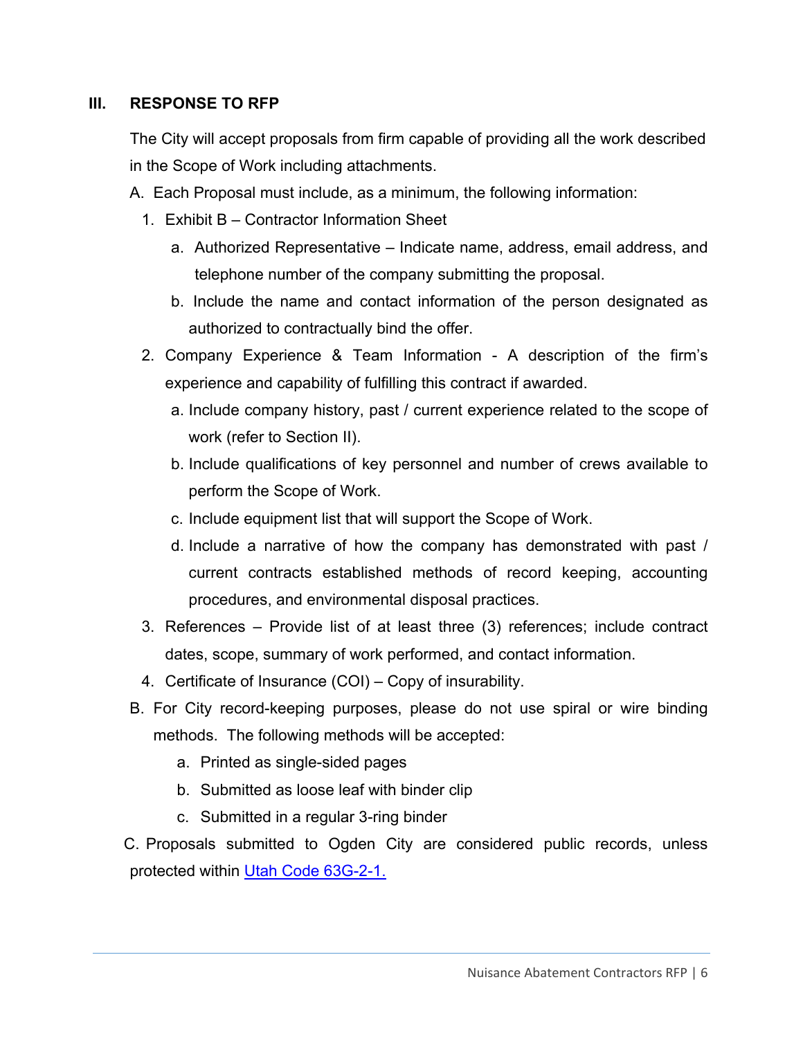## III. RESPONSE TO RFP

The City will accept proposals from firm capable of providing all the work described in the Scope of Work including attachments.

A. Each Proposal must include, as a minimum, the following information:

1. Exhibit B – Contractor Information Sheet
    a. Authorized Representative – Indicate name, address, email address, and telephone number of the company submitting the proposal.
    b. Include the name and contact information of the person designated as authorized to contractually bind the offer.
2. Company Experience & Team Information - A description of the firm's experience and capability of fulfilling this contract if awarded.
    a. Include company history, past / current experience related to the scope of work (refer to Section II).
    b. Include qualifications of key personnel and number of crews available to perform the Scope of Work.
    c. Include equipment list that will support the Scope of Work.
    d. Include a narrative of how the company has demonstrated with past / current contracts established methods of record keeping, accounting procedures, and environmental disposal practices.
3. References – Provide list of at least three (3) references; include contract dates, scope, summary of work performed, and contact information.
4. Certificate of Insurance (COI) – Copy of insurability.

B. For City record-keeping purposes, please do not use spiral or wire binding methods. The following methods will be accepted:

a. Printed as single-sided pages
b. Submitted as loose leaf with binder clip
c. Submitted in a regular 3-ring binder

C. Proposals submitted to Ogden City are considered public records, unless protected within [Utah Code 63G-2-1.]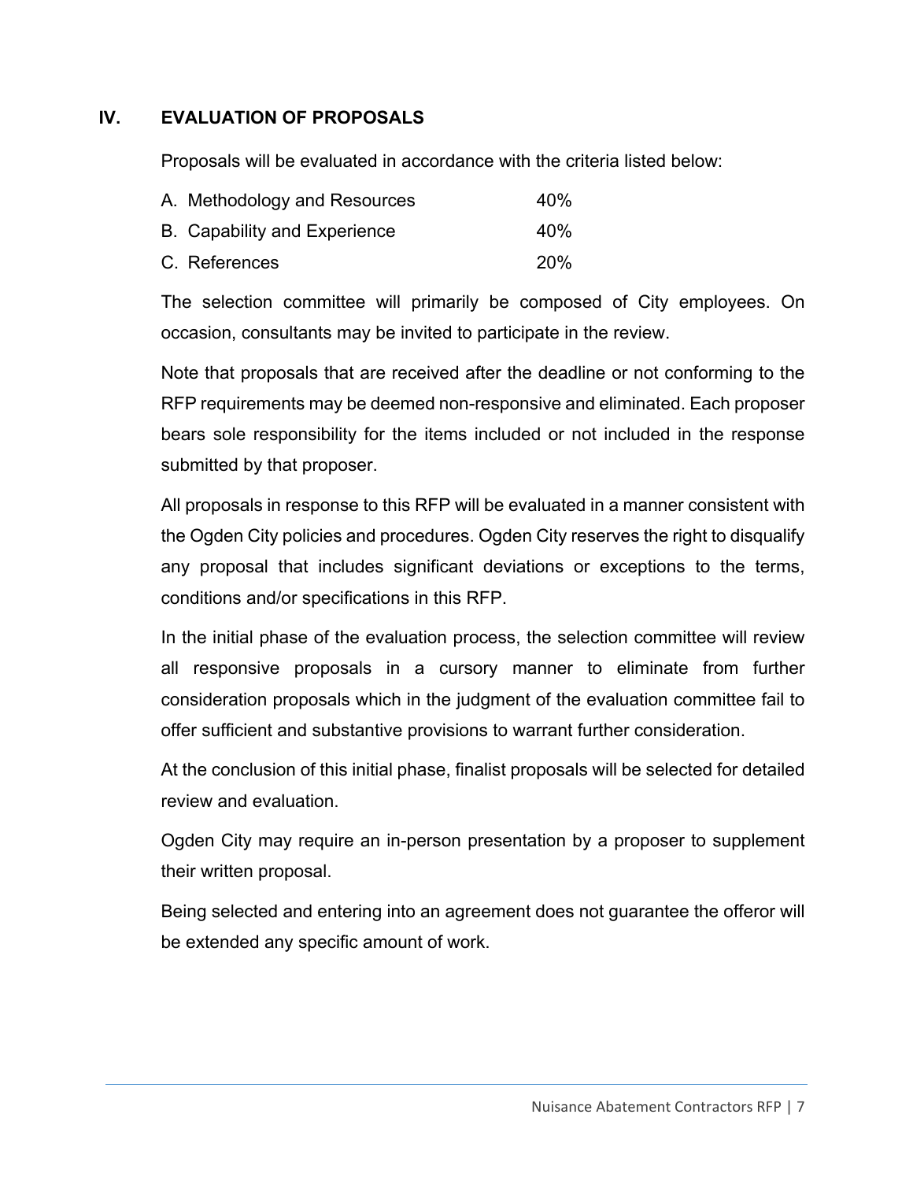## IV. EVALUATION OF PROPOSALS

Proposals will be evaluated in accordance with the criteria listed below:

| | |
|---|---|
| A. Methodology and Resources | 40% |
| B. Capability and Experience | 40% |
| C. References | 20% |

The selection committee will primarily be composed of City employees. On occasion, consultants may be invited to participate in the review.

Note that proposals that are received after the deadline or not conforming to the RFP requirements may be deemed non-responsive and eliminated. Each proposer bears sole responsibility for the items included or not included in the response submitted by that proposer.

All proposals in response to this RFP will be evaluated in a manner consistent with the Ogden City policies and procedures. Ogden City reserves the right to disqualify any proposal that includes significant deviations or exceptions to the terms, conditions and/or specifications in this RFP.

In the initial phase of the evaluation process, the selection committee will review all responsive proposals in a cursory manner to eliminate from further consideration proposals which in the judgment of the evaluation committee fail to offer sufficient and substantive provisions to warrant further consideration.

At the conclusion of this initial phase, finalist proposals will be selected for detailed review and evaluation.

Ogden City may require an in-person presentation by a proposer to supplement their written proposal.

Being selected and entering into an agreement does not guarantee the offeror will be extended any specific amount of work.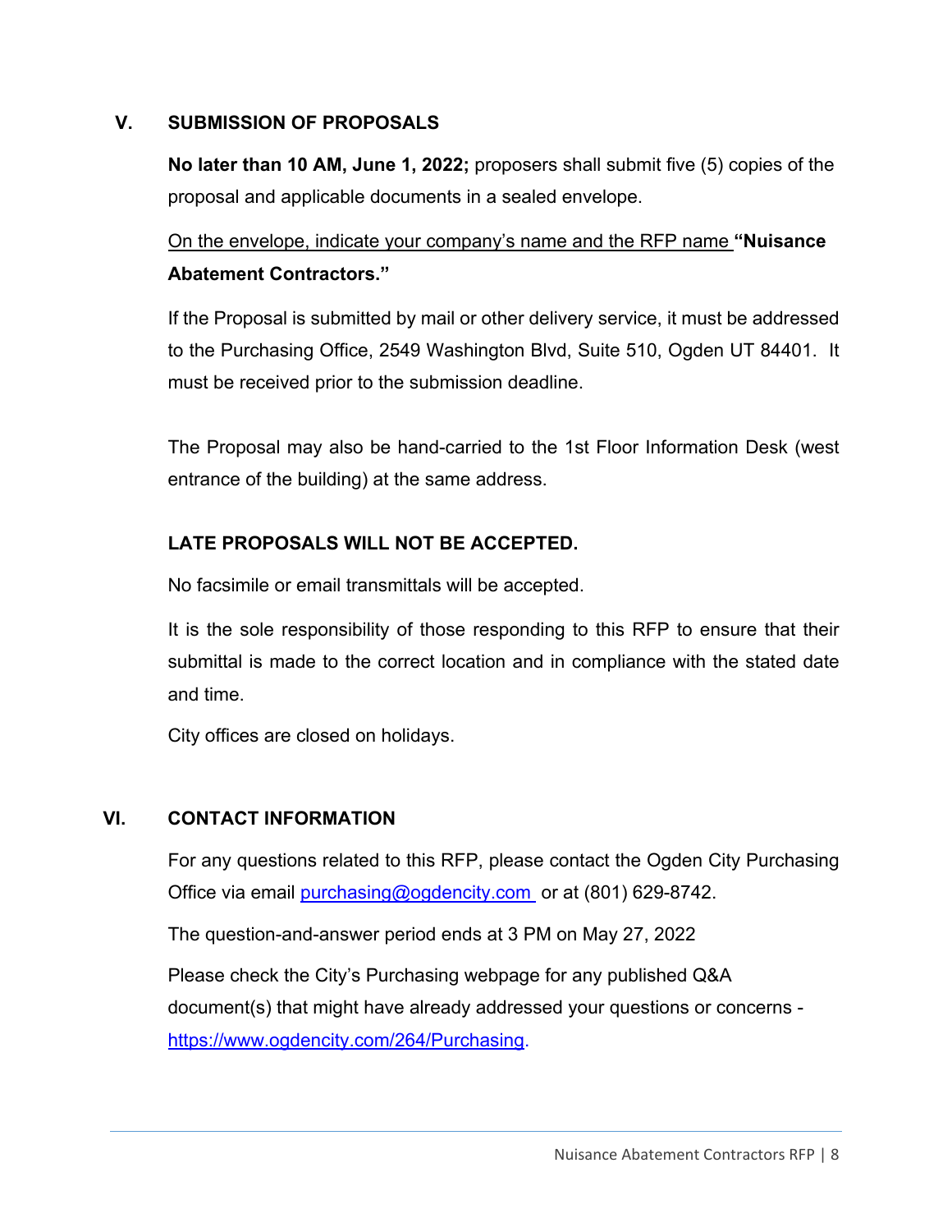## V. SUBMISSION OF PROPOSALS

**No later than 10 AM, June 1, 2022;** proposers shall submit five (5) copies of the proposal and applicable documents in a sealed envelope.

<u>On the envelope, indicate your company's name and the RFP name</u> **"Nuisance Abatement Contractors."**

If the Proposal is submitted by mail or other delivery service, it must be addressed to the Purchasing Office, 2549 Washington Blvd, Suite 510, Ogden UT 84401. It must be received prior to the submission deadline.

The Proposal may also be hand-carried to the 1st Floor Information Desk (west entrance of the building) at the same address.

**LATE PROPOSALS WILL NOT BE ACCEPTED.**

No facsimile or email transmittals will be accepted.

It is the sole responsibility of those responding to this RFP to ensure that their submittal is made to the correct location and in compliance with the stated date and time.

City offices are closed on holidays.

## VI. CONTACT INFORMATION

For any questions related to this RFP, please contact the Ogden City Purchasing Office via email [purchasing@ogdencity.com](mailto:purchasing@ogdencity.com) or at (801) 629-8742.

The question-and-answer period ends at 3 PM on May 27, 2022

Please check the City's Purchasing webpage for any published Q&A document(s) that might have already addressed your questions or concerns - [https://www.ogdencity.com/264/Purchasing](https://www.ogdencity.com/264/Purchasing).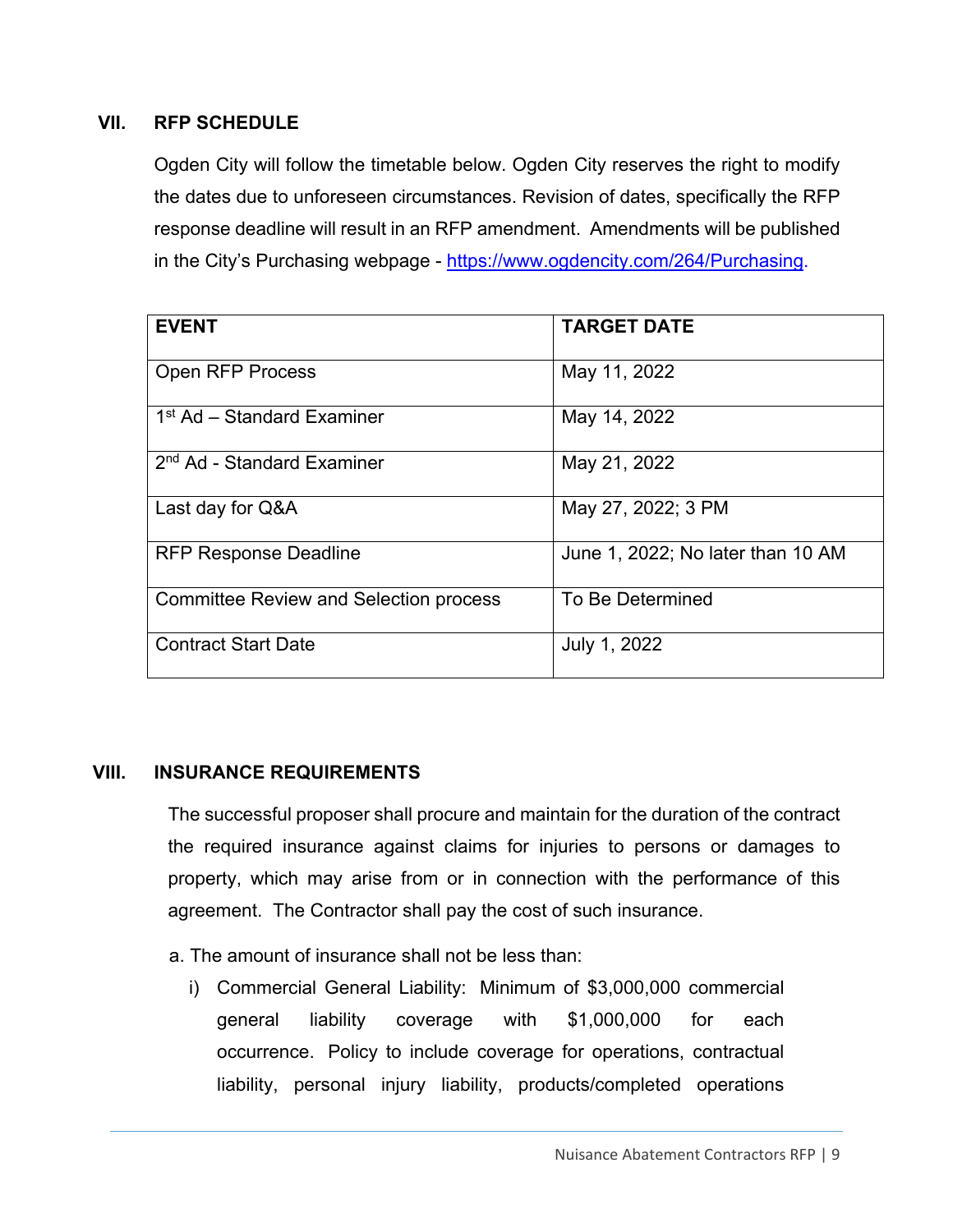## VII. RFP SCHEDULE

Ogden City will follow the timetable below. Ogden City reserves the right to modify the dates due to unforeseen circumstances. Revision of dates, specifically the RFP response deadline will result in an RFP amendment. Amendments will be published in the City's Purchasing webpage - https://www.ogdencity.com/264/Purchasing.

| EVENT | TARGET DATE |
|---|---|
| Open RFP Process | May 11, 2022 |
| 1st Ad – Standard Examiner | May 14, 2022 |
| 2nd Ad - Standard Examiner | May 21, 2022 |
| Last day for Q&A | May 27, 2022; 3 PM |
| RFP Response Deadline | June 1, 2022; No later than 10 AM |
| Committee Review and Selection process | To Be Determined |
| Contract Start Date | July 1, 2022 |

## VIII. INSURANCE REQUIREMENTS

The successful proposer shall procure and maintain for the duration of the contract the required insurance against claims for injuries to persons or damages to property, which may arise from or in connection with the performance of this agreement. The Contractor shall pay the cost of such insurance.

a. The amount of insurance shall not be less than:

i) Commercial General Liability: Minimum of $3,000,000 commercial general liability coverage with $1,000,000 for each occurrence. Policy to include coverage for operations, contractual liability, personal injury liability, products/completed operations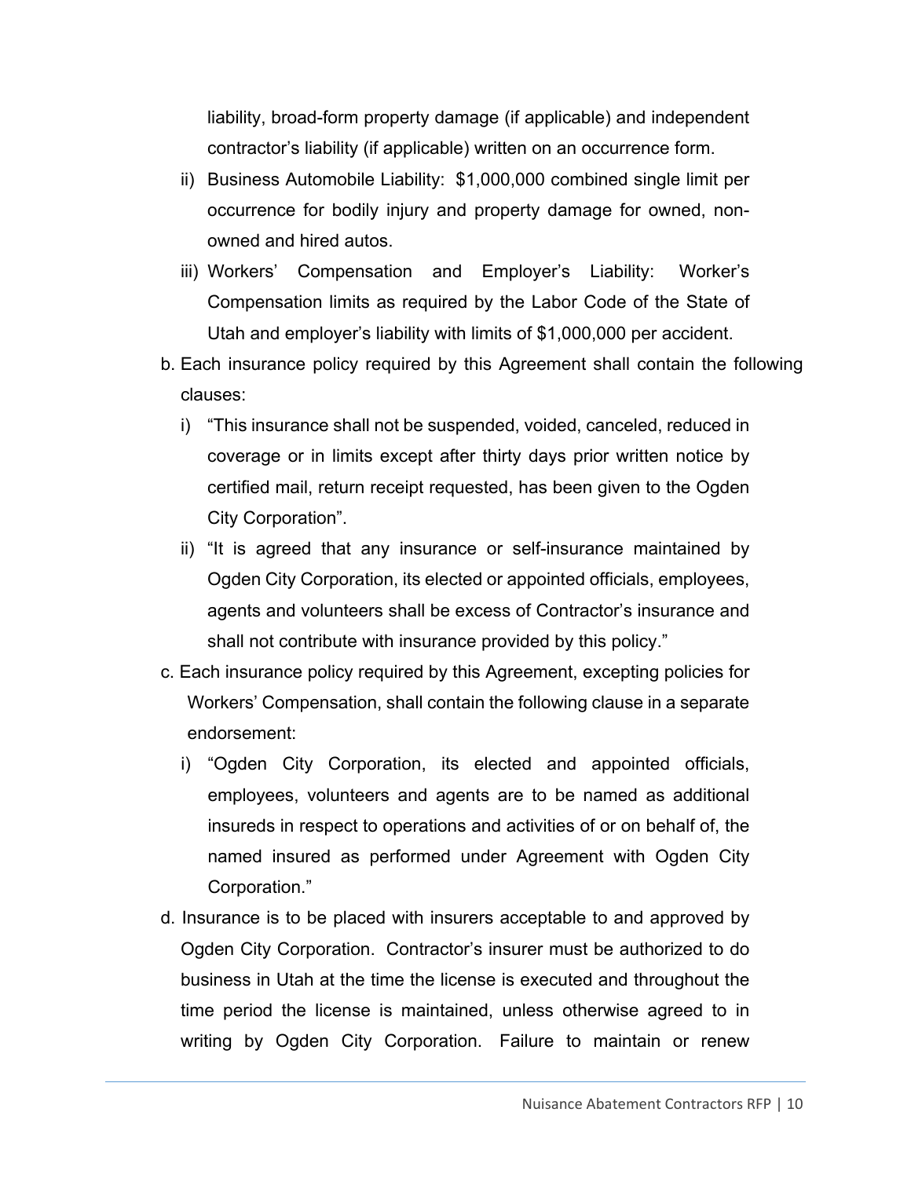liability, broad-form property damage (if applicable) and independent contractor's liability (if applicable) written on an occurrence form.

ii) Business Automobile Liability: $1,000,000 combined single limit per occurrence for bodily injury and property damage for owned, non-owned and hired autos.

iii) Workers' Compensation and Employer's Liability: Worker's Compensation limits as required by the Labor Code of the State of Utah and employer's liability with limits of $1,000,000 per accident.

b. Each insurance policy required by this Agreement shall contain the following clauses:

i) "This insurance shall not be suspended, voided, canceled, reduced in coverage or in limits except after thirty days prior written notice by certified mail, return receipt requested, has been given to the Ogden City Corporation".

ii) "It is agreed that any insurance or self-insurance maintained by Ogden City Corporation, its elected or appointed officials, employees, agents and volunteers shall be excess of Contractor's insurance and shall not contribute with insurance provided by this policy."

c. Each insurance policy required by this Agreement, excepting policies for Workers' Compensation, shall contain the following clause in a separate endorsement:

i) "Ogden City Corporation, its elected and appointed officials, employees, volunteers and agents are to be named as additional insureds in respect to operations and activities of or on behalf of, the named insured as performed under Agreement with Ogden City Corporation."

d. Insurance is to be placed with insurers acceptable to and approved by Ogden City Corporation. Contractor's insurer must be authorized to do business in Utah at the time the license is executed and throughout the time period the license is maintained, unless otherwise agreed to in writing by Ogden City Corporation. Failure to maintain or renew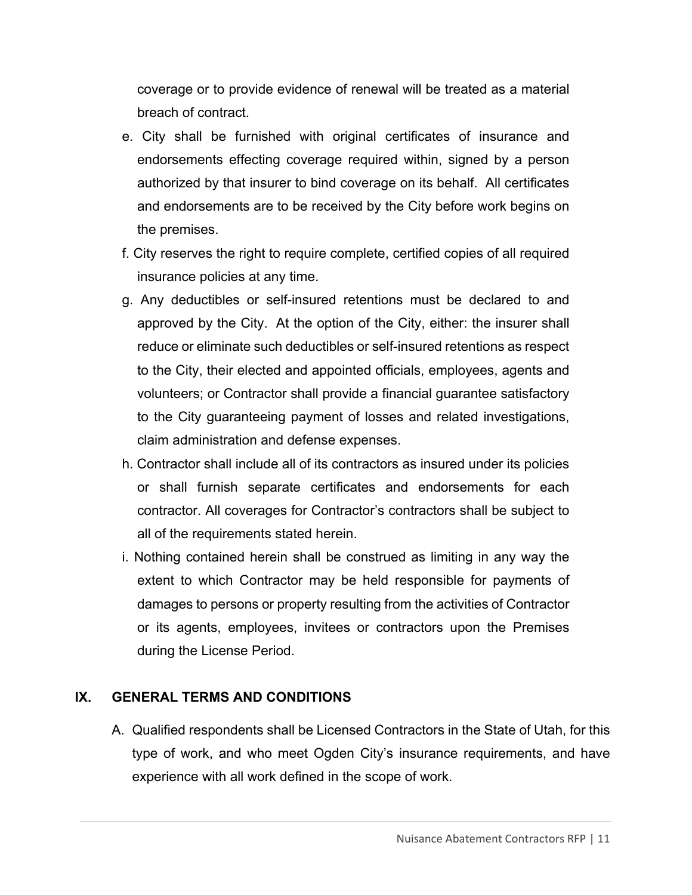coverage or to provide evidence of renewal will be treated as a material breach of contract.

e. City shall be furnished with original certificates of insurance and endorsements effecting coverage required within, signed by a person authorized by that insurer to bind coverage on its behalf. All certificates and endorsements are to be received by the City before work begins on the premises.

f. City reserves the right to require complete, certified copies of all required insurance policies at any time.

g. Any deductibles or self-insured retentions must be declared to and approved by the City. At the option of the City, either: the insurer shall reduce or eliminate such deductibles or self-insured retentions as respect to the City, their elected and appointed officials, employees, agents and volunteers; or Contractor shall provide a financial guarantee satisfactory to the City guaranteeing payment of losses and related investigations, claim administration and defense expenses.

h. Contractor shall include all of its contractors as insured under its policies or shall furnish separate certificates and endorsements for each contractor. All coverages for Contractor's contractors shall be subject to all of the requirements stated herein.

i. Nothing contained herein shall be construed as limiting in any way the extent to which Contractor may be held responsible for payments of damages to persons or property resulting from the activities of Contractor or its agents, employees, invitees or contractors upon the Premises during the License Period.

## IX. GENERAL TERMS AND CONDITIONS

A. Qualified respondents shall be Licensed Contractors in the State of Utah, for this type of work, and who meet Ogden City's insurance requirements, and have experience with all work defined in the scope of work.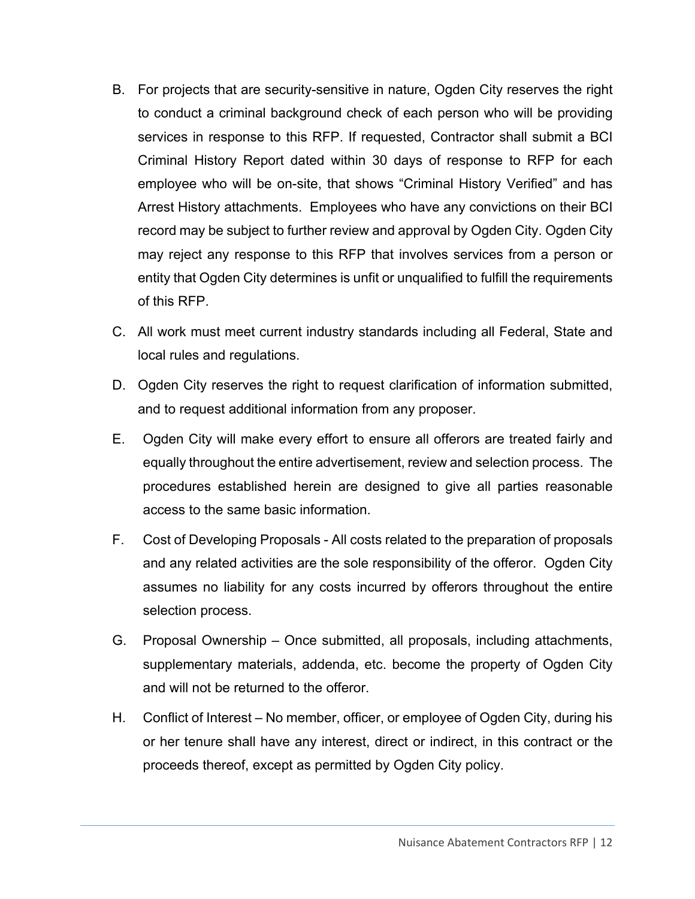B. For projects that are security-sensitive in nature, Ogden City reserves the right to conduct a criminal background check of each person who will be providing services in response to this RFP. If requested, Contractor shall submit a BCI Criminal History Report dated within 30 days of response to RFP for each employee who will be on-site, that shows "Criminal History Verified" and has Arrest History attachments. Employees who have any convictions on their BCI record may be subject to further review and approval by Ogden City. Ogden City may reject any response to this RFP that involves services from a person or entity that Ogden City determines is unfit or unqualified to fulfill the requirements of this RFP.

C. All work must meet current industry standards including all Federal, State and local rules and regulations.

D. Ogden City reserves the right to request clarification of information submitted, and to request additional information from any proposer.

E. Ogden City will make every effort to ensure all offerors are treated fairly and equally throughout the entire advertisement, review and selection process. The procedures established herein are designed to give all parties reasonable access to the same basic information.

F. Cost of Developing Proposals - All costs related to the preparation of proposals and any related activities are the sole responsibility of the offeror. Ogden City assumes no liability for any costs incurred by offerors throughout the entire selection process.

G. Proposal Ownership – Once submitted, all proposals, including attachments, supplementary materials, addenda, etc. become the property of Ogden City and will not be returned to the offeror.

H. Conflict of Interest – No member, officer, or employee of Ogden City, during his or her tenure shall have any interest, direct or indirect, in this contract or the proceeds thereof, except as permitted by Ogden City policy.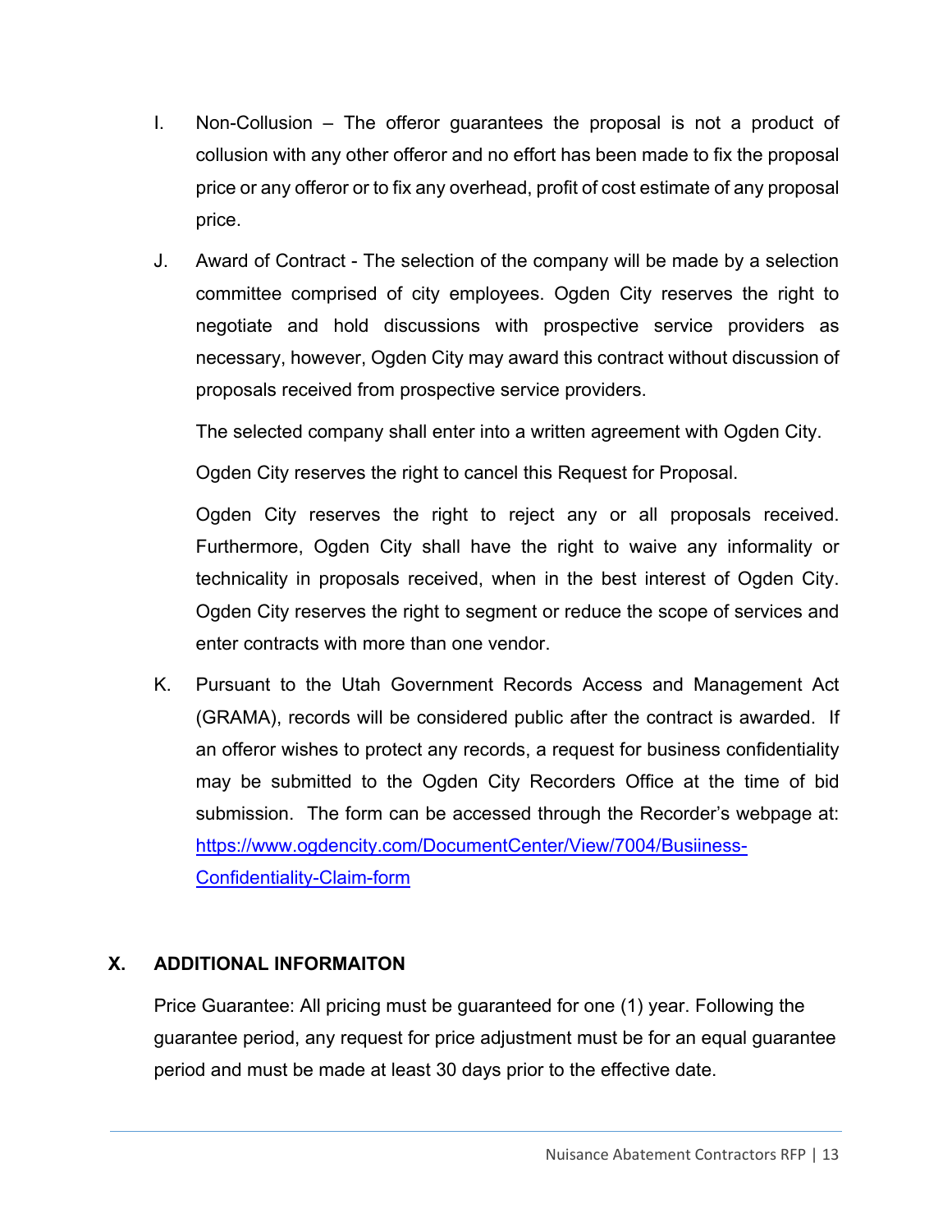I. Non-Collusion – The offeror guarantees the proposal is not a product of collusion with any other offeror and no effort has been made to fix the proposal price or any offeror or to fix any overhead, profit of cost estimate of any proposal price.

J. Award of Contract - The selection of the company will be made by a selection committee comprised of city employees. Ogden City reserves the right to negotiate and hold discussions with prospective service providers as necessary, however, Ogden City may award this contract without discussion of proposals received from prospective service providers.

   The selected company shall enter into a written agreement with Ogden City.

   Ogden City reserves the right to cancel this Request for Proposal.

   Ogden City reserves the right to reject any or all proposals received. Furthermore, Ogden City shall have the right to waive any informality or technicality in proposals received, when in the best interest of Ogden City. Ogden City reserves the right to segment or reduce the scope of services and enter contracts with more than one vendor.

K. Pursuant to the Utah Government Records Access and Management Act (GRAMA), records will be considered public after the contract is awarded. If an offeror wishes to protect any records, a request for business confidentiality may be submitted to the Ogden City Recorders Office at the time of bid submission. The form can be accessed through the Recorder's webpage at: [https://www.ogdencity.com/DocumentCenter/View/7004/Busiiness-Confidentiality-Claim-form](https://www.ogdencity.com/DocumentCenter/View/7004/Busiiness-Confidentiality-Claim-form)

## X. ADDITIONAL INFORMAITON

Price Guarantee: All pricing must be guaranteed for one (1) year. Following the guarantee period, any request for price adjustment must be for an equal guarantee period and must be made at least 30 days prior to the effective date.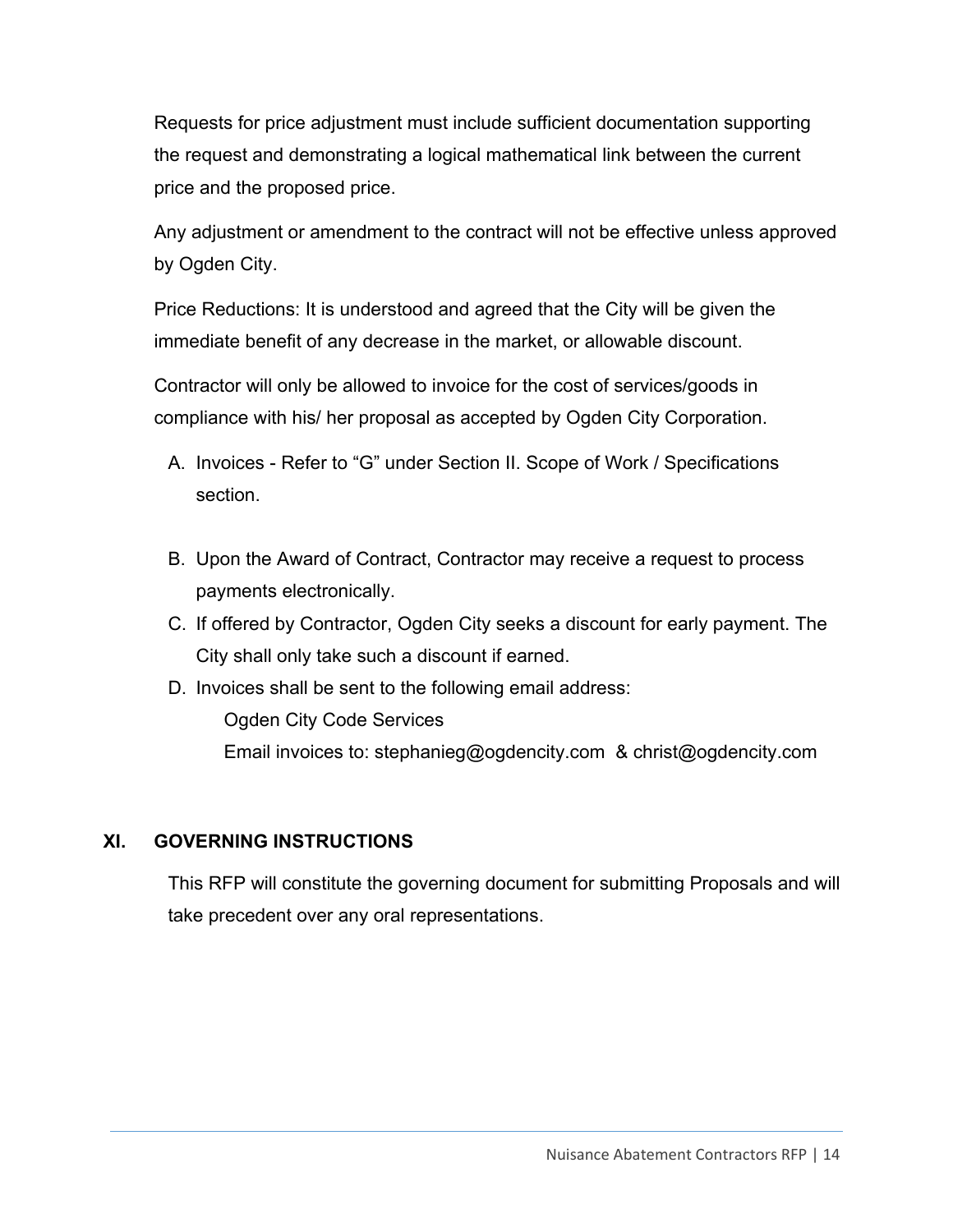Requests for price adjustment must include sufficient documentation supporting the request and demonstrating a logical mathematical link between the current price and the proposed price.

Any adjustment or amendment to the contract will not be effective unless approved by Ogden City.

Price Reductions: It is understood and agreed that the City will be given the immediate benefit of any decrease in the market, or allowable discount.

Contractor will only be allowed to invoice for the cost of services/goods in compliance with his/ her proposal as accepted by Ogden City Corporation.

A. Invoices - Refer to "G" under Section II. Scope of Work / Specifications section.

B. Upon the Award of Contract, Contractor may receive a request to process payments electronically.
C. If offered by Contractor, Ogden City seeks a discount for early payment. The City shall only take such a discount if earned.
D. Invoices shall be sent to the following email address:
   Ogden City Code Services
   Email invoices to: stephanieg@ogdencity.com & christ@ogdencity.com

## XI. GOVERNING INSTRUCTIONS

This RFP will constitute the governing document for submitting Proposals and will take precedent over any oral representations.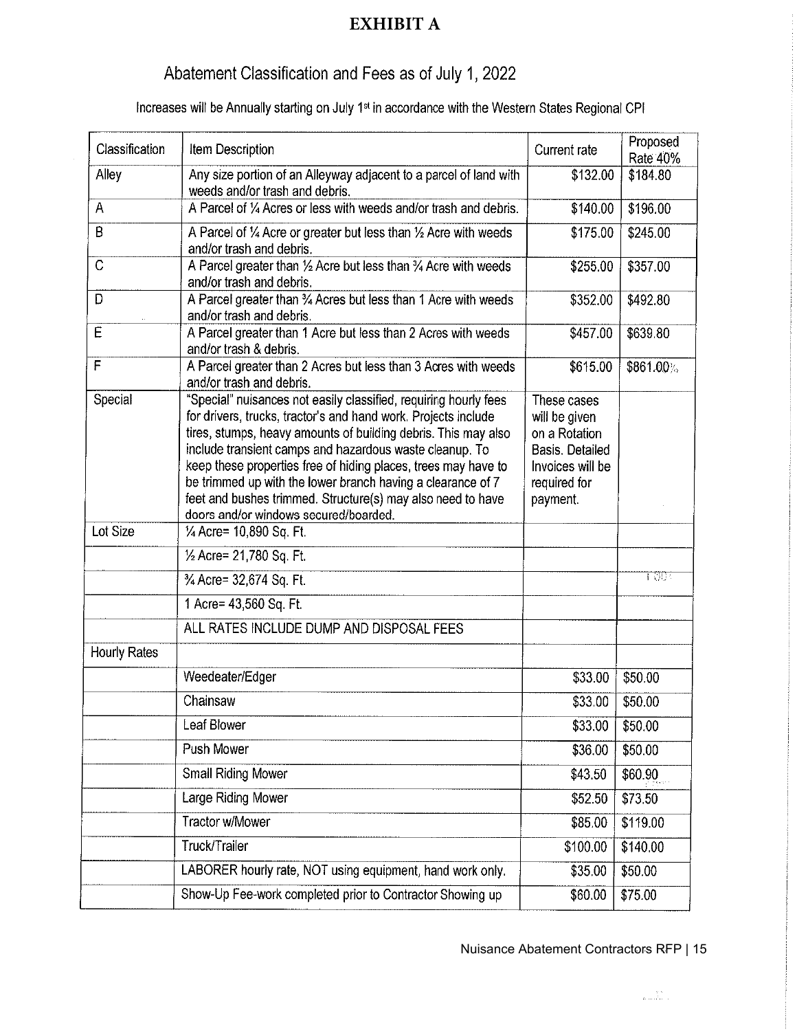# EXHIBIT A

## Abatement Classification and Fees as of July 1, 2022

Increases will be Annually starting on July 1st in accordance with the Western States Regional CPI

| Classification | Item Description | Current rate | Proposed Rate 40% |
|---|---|---|---|
| Alley | Any size portion of an Alleyway adjacent to a parcel of land with weeds and/or trash and debris. | $132.00 | $184.80 |
| A | A Parcel of ¼ Acres or less with weeds and/or trash and debris. | $140.00 | $196.00 |
| B | A Parcel of ¼ Acre or greater but less than ½ Acre with weeds and/or trash and debris. | $175.00 | $245.00 |
| C | A Parcel greater than ½ Acre but less than ¾ Acre with weeds and/or trash and debris. | $255.00 | $357.00 |
| D | A Parcel greater than ¾ Acres but less than 1 Acre with weeds and/or trash and debris. | $352.00 | $492.80 |
| E | A Parcel greater than 1 Acre but less than 2 Acres with weeds and/or trash & debris. | $457.00 | $639.80 |
| F | A Parcel greater than 2 Acres but less than 3 Acres with weeds and/or trash and debris. | $615.00 | $861.00 |
| Special | "Special" nuisances not easily classified, requiring hourly fees for drivers, trucks, tractor's and hand work. Projects include tires, stumps, heavy amounts of building debris. This may also include transient camps and hazardous waste cleanup. To keep these properties free of hiding places, trees may have to be trimmed up with the lower branch having a clearance of 7 feet and bushes trimmed. Structure(s) may also need to have doors and/or windows secured/boarded. | These cases will be given on a Rotation Basis. Detailed Invoices will be required for payment. | |
| Lot Size | ¼ Acre= 10,890 Sq. Ft. | | |
| | ½ Acre= 21,780 Sq. Ft. | | |
| | ¾ Acre= 32,674 Sq. Ft. | | |
| | 1 Acre= 43,560 Sq. Ft. | | |
| | ALL RATES INCLUDE DUMP AND DISPOSAL FEES | | |
| Hourly Rates | | | |
| | Weedeater/Edger | $33.00 | $50.00 |
| | Chainsaw | $33.00 | $50.00 |
| | Leaf Blower | $33.00 | $50.00 |
| | Push Mower | $36.00 | $50.00 |
| | Small Riding Mower | $43.50 | $60.90 |
| | Large Riding Mower | $52.50 | $73.50 |
| | Tractor w/Mower | $85.00 | $119.00 |
| | Truck/Trailer | $100.00 | $140.00 |
| | LABORER hourly rate, NOT using equipment, hand work only. | $35.00 | $50.00 |
| | Show-Up Fee-work completed prior to Contractor Showing up | $60.00 | $75.00 |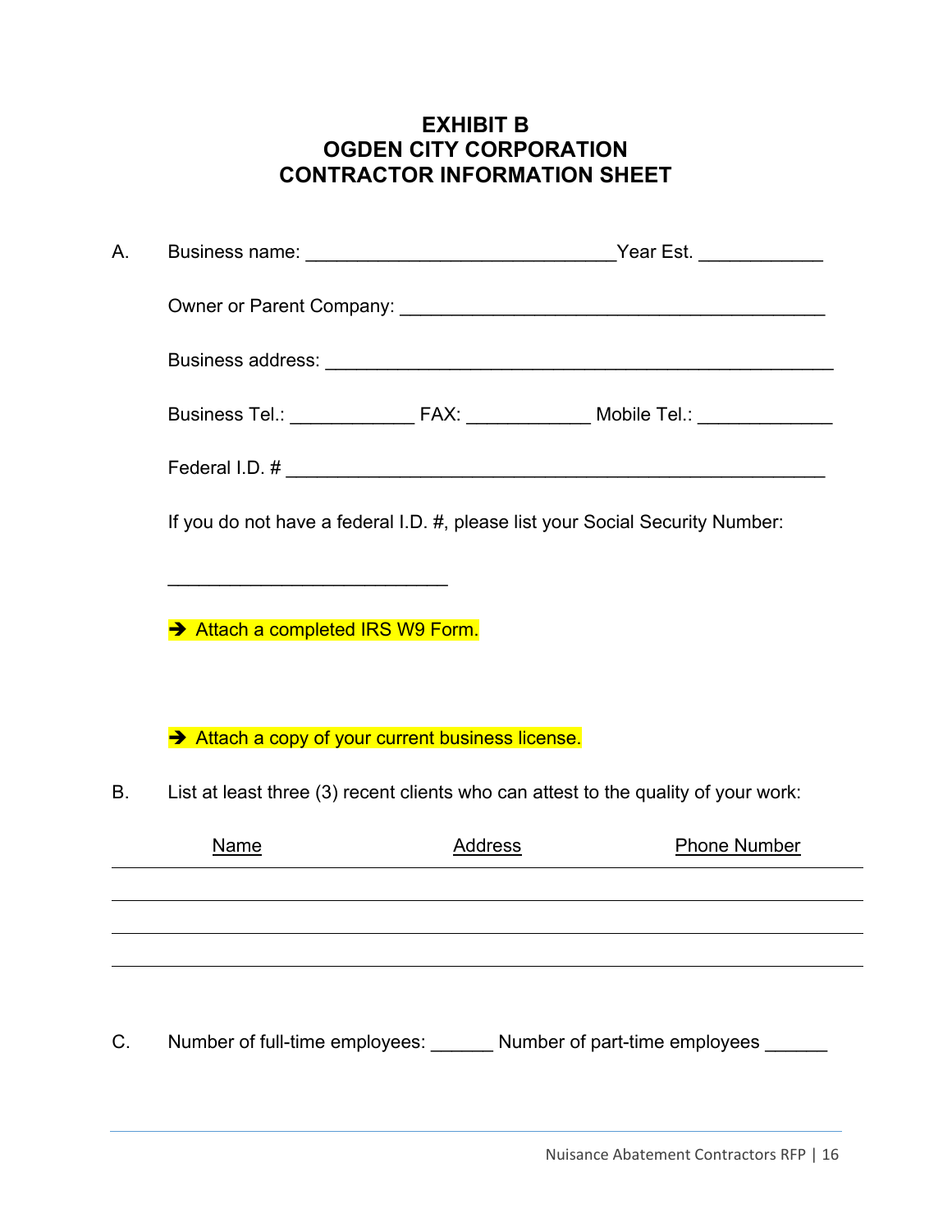# EXHIBIT B
# OGDEN CITY CORPORATION
# CONTRACTOR INFORMATION SHEET

A. Business name: ______________________________ Year Est. ____________

Owner or Parent Company: __________________________________________

Business address: __________________________________________________

Business Tel.: ____________ FAX: ____________ Mobile Tel.: _____________

Federal I.D. # _____________________________________________________

If you do not have a federal I.D. #, please list your Social Security Number:

___________________________

➔ Attach a completed IRS W9 Form.

➔ Attach a copy of your current business license.

B. List at least three (3) recent clients who can attest to the quality of your work:

| Name | Address | Phone Number |
|---|---|---|
| | | |
| | | |
| | | |

C. Number of full-time employees: ______ Number of part-time employees ______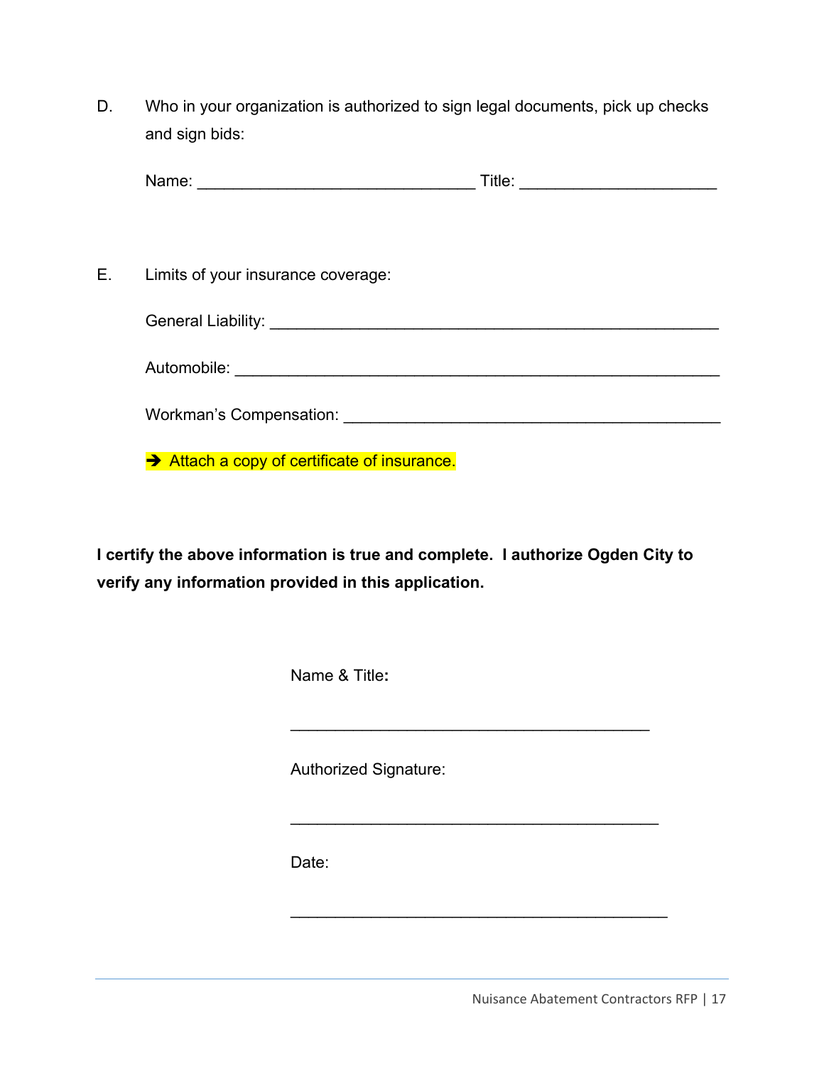D. Who in your organization is authorized to sign legal documents, pick up checks and sign bids:

Name: ______________________________ Title: _____________________

E. Limits of your insurance coverage:

General Liability: ________________________________________________

Automobile: _____________________________________________________

Workman's Compensation: __________________________________________

➔ Attach a copy of certificate of insurance.

**I certify the above information is true and complete. I authorize Ogden City to verify any information provided in this application.**

Name & Title:

_______________________________________

Authorized Signature:

_______________________________________

Date:

_______________________________________